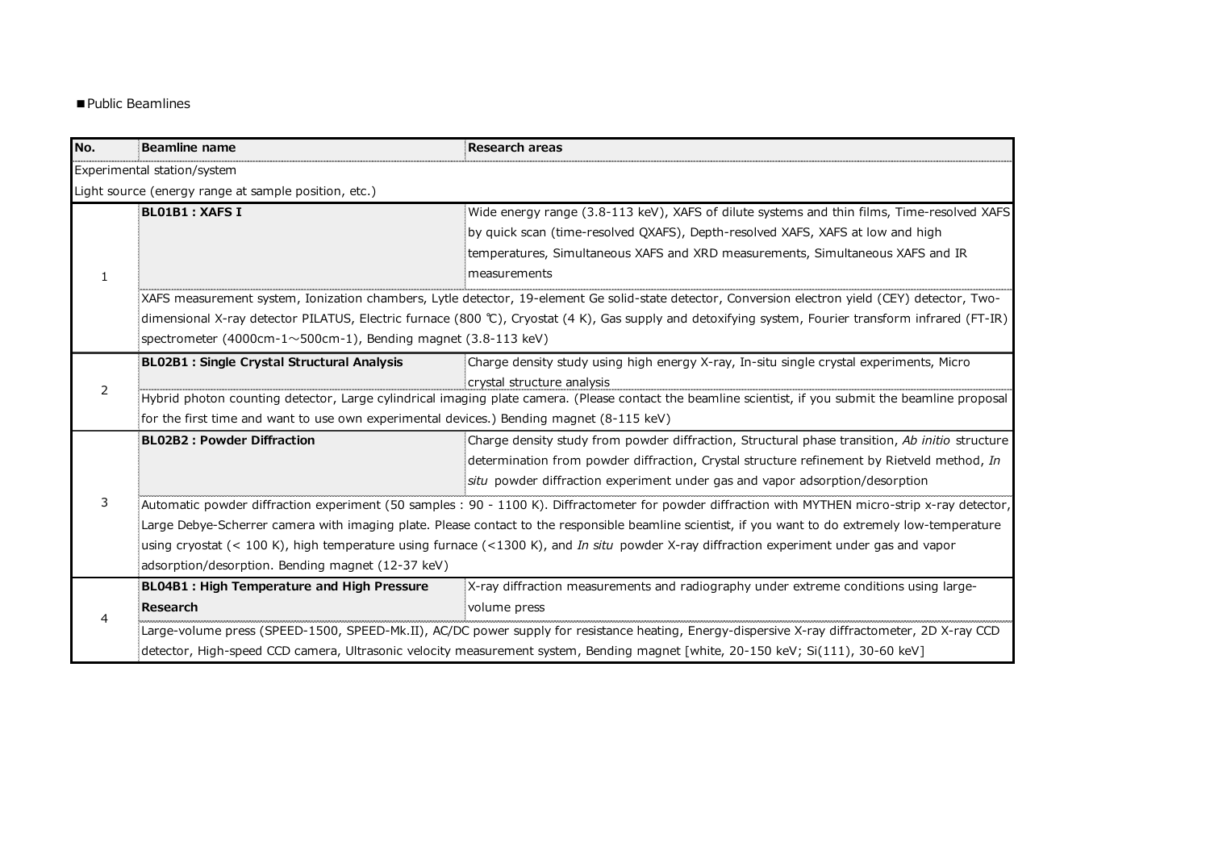■Public Beamlines

| No. | Beamline name | Research areas |
| --- | --- | --- |
| Experimental station/system<br>Light source (energy range at sample position, etc.) | | |
| 1 | **BL01B1 : XAFS I** | Wide energy range (3.8-113 keV), XAFS of dilute systems and thin films, Time-resolved XAFS by quick scan (time-resolved QXAFS), Depth-resolved XAFS, XAFS at low and high temperatures, Simultaneous XAFS and XRD measurements, Simultaneous XAFS and IR measurements |
| | XAFS measurement system, Ionization chambers, Lytle detector, 19-element Ge solid-state detector, Conversion electron yield (CEY) detector, Two-dimensional X-ray detector PILATUS, Electric furnace (800 ℃), Cryostat (4 K), Gas supply and detoxifying system, Fourier transform infrared (FT-IR) spectrometer (4000cm-1～500cm-1), Bending magnet (3.8-113 keV) | |
| 2 | **BL02B1 : Single Crystal Structural Analysis** | Charge density study using high energy X-ray, In-situ single crystal experiments, Micro crystal structure analysis |
| | Hybrid photon counting detector, Large cylindrical imaging plate camera. (Please contact the beamline scientist, if you submit the beamline proposal for the first time and want to use own experimental devices.) Bending magnet (8-115 keV) | |
| 3 | **BL02B2 : Powder Diffraction** | Charge density study from powder diffraction, Structural phase transition, *Ab initio* structure determination from powder diffraction, Crystal structure refinement by Rietveld method, *In situ* powder diffraction experiment under gas and vapor adsorption/desorption |
| | Automatic powder diffraction experiment (50 samples : 90 - 1100 K). Diffractometer for powder diffraction with MYTHEN micro-strip x-ray detector, Large Debye-Scherrer camera with imaging plate. Please contact to the responsible beamline scientist, if you want to do extremely low-temperature using cryostat (< 100 K), high temperature using furnace (<1300 K), and *In situ* powder X-ray diffraction experiment under gas and vapor adsorption/desorption. Bending magnet (12-37 keV) | |
| 4 | **BL04B1 : High Temperature and High Pressure Research** | X-ray diffraction measurements and radiography under extreme conditions using large-volume press |
| | Large-volume press (SPEED-1500, SPEED-Mk.II), AC/DC power supply for resistance heating, Energy-dispersive X-ray diffractometer, 2D X-ray CCD detector, High-speed CCD camera, Ultrasonic velocity measurement system, Bending magnet [white, 20-150 keV; Si(111), 30-60 keV] | |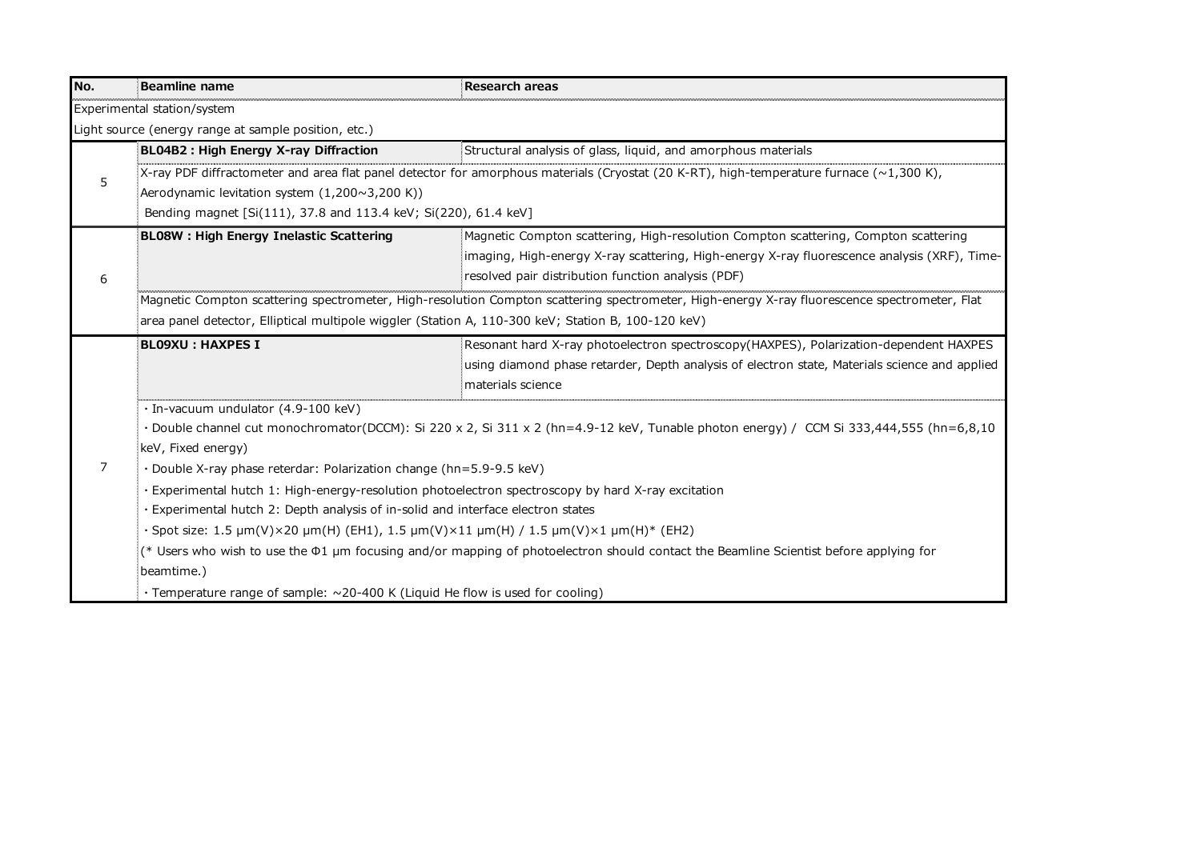| No. | Beamline name | Research areas |
|---|---|---|
| Experimental station/system | | |
| Light source (energy range at sample position, etc.) | | |
| 5 | **BL04B2 : High Energy X-ray Diffraction** | Structural analysis of glass, liquid, and amorphous materials |
| | X-ray PDF diffractometer and area flat panel detector for amorphous materials (Cryostat (20 K-RT), high-temperature furnace (~1,300 K), Aerodynamic levitation system (1,200~3,200 K)) | |
| | Bending magnet [Si(111), 37.8 and 113.4 keV; Si(220), 61.4 keV] | |
| 6 | **BL08W : High Energy Inelastic Scattering** | Magnetic Compton scattering, High-resolution Compton scattering, Compton scattering imaging, High-energy X-ray scattering, High-energy X-ray fluorescence analysis (XRF), Time-resolved pair distribution function analysis (PDF) |
| | Magnetic Compton scattering spectrometer, High-resolution Compton scattering spectrometer, High-energy X-ray fluorescence spectrometer, Flat area panel detector, Elliptical multipole wiggler (Station A, 110-300 keV; Station B, 100-120 keV) | |
| 7 | **BL09XU : HAXPES I** | Resonant hard X-ray photoelectron spectroscopy(HAXPES), Polarization-dependent HAXPES using diamond phase retarder, Depth analysis of electron state, Materials science and applied materials science |
| | · In-vacuum undulator (4.9-100 keV)<br>· Double channel cut monochromator(DCCM): Si 220 x 2, Si 311 x 2 (hn=4.9-12 keV, Tunable photon energy) / CCM Si 333,444,555 (hn=6,8,10 keV, Fixed energy)<br>· Double X-ray phase reterdar: Polarization change (hn=5.9-9.5 keV)<br>· Experimental hutch 1: High-energy-resolution photoelectron spectroscopy by hard X-ray excitation<br>· Experimental hutch 2: Depth analysis of in-solid and interface electron states<br>· Spot size: 1.5 μm(V)×20 μm(H) (EH1), 1.5 μm(V)×11 μm(H) / 1.5 μm(V)×1 μm(H)* (EH2)<br>(* Users who wish to use the Φ1 μm focusing and/or mapping of photoelectron should contact the Beamline Scientist before applying for beamtime.)<br>· Temperature range of sample: ~20-400 K (Liquid He flow is used for cooling) | |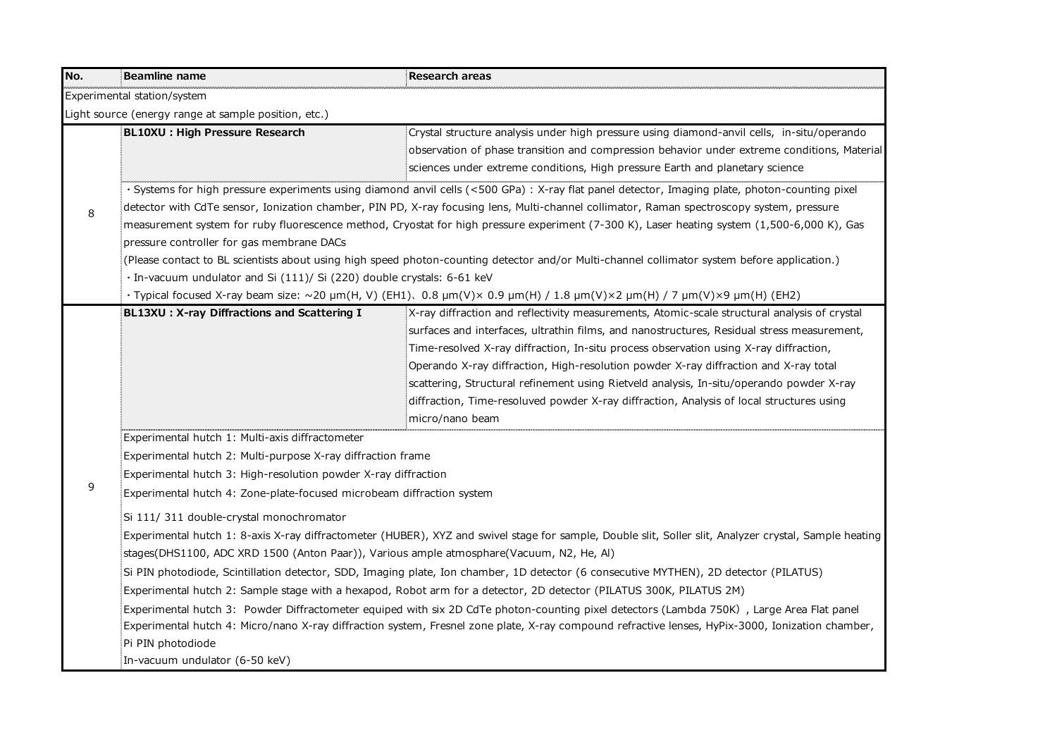| No. | Beamline name | Research areas |
|---|---|---|
| Experimental station/system | | |
| Light source (energy range at sample position, etc.) | | |
| 8 | **BL10XU : High Pressure Research** | Crystal structure analysis under high pressure using diamond-anvil cells, in-situ/operando observation of phase transition and compression behavior under extreme conditions, Material sciences under extreme conditions, High pressure Earth and planetary science |
| | ・Systems for high pressure experiments using diamond anvil cells (<500 GPa) : X-ray flat panel detector, Imaging plate, photon-counting pixel detector with CdTe sensor, Ionization chamber, PIN PD, X-ray focusing lens, Multi-channel collimator, Raman spectroscopy system, pressure measurement system for ruby fluorescence method, Cryostat for high pressure experiment (7-300 K), Laser heating system (1,500-6,000 K), Gas pressure controller for gas membrane DACs<br>(Please contact to BL scientists about using high speed photon-counting detector and/or Multi-channel collimator system before application.) | |
| | ・In-vacuum undulator and Si (111)/ Si (220) double crystals: 6-61 keV<br>・Typical focused X-ray beam size: ~20 μm(H, V) (EH1)、0.8 μm(V)× 0.9 μm(H) / 1.8 μm(V)×2 μm(H) / 7 μm(V)×9 μm(H) (EH2) | |
| 9 | **BL13XU : X-ray Diffractions and Scattering I** | X-ray diffraction and reflectivity measurements, Atomic-scale structural analysis of crystal surfaces and interfaces, ultrathin films, and nanostructures, Residual stress measurement, Time-resolved X-ray diffraction, In-situ process observation using X-ray diffraction, Operando X-ray diffraction, High-resolution powder X-ray diffraction and X-ray total scattering, Structural refinement using Rietveld analysis, In-situ/operando powder X-ray diffraction, Time-resoluved powder X-ray diffraction, Analysis of local structures using micro/nano beam |
| | Experimental hutch 1: Multi-axis diffractometer<br>Experimental hutch 2: Multi-purpose X-ray diffraction frame<br>Experimental hutch 3: High-resolution powder X-ray diffraction<br>Experimental hutch 4: Zone-plate-focused microbeam diffraction system<br>Si 111/ 311 double-crystal monochromator<br>Experimental hutch 1: 8-axis X-ray diffractometer (HUBER), XYZ and swivel stage for sample, Double slit, Soller slit, Analyzer crystal, Sample heating stages(DHS1100, ADC XRD 1500 (Anton Paar)), Various ample atmosphare(Vacuum, N2, He, Al)<br>Si PIN photodiode, Scintillation detector, SDD, Imaging plate, Ion chamber, 1D detector (6 consecutive MYTHEN), 2D detector (PILATUS)<br>Experimental hutch 2: Sample stage with a hexapod, Robot arm for a detector, 2D detector (PILATUS 300K, PILATUS 2M)<br>Experimental hutch 3: Powder Diffractometer equiped with six 2D CdTe photon-counting pixel detectors (Lambda 750K) , Large Area Flat panel<br>Experimental hutch 4: Micro/nano X-ray diffraction system, Fresnel zone plate, X-ray compound refractive lenses, HyPix-3000, Ionization chamber, Pi PIN photodiode | |
| | In-vacuum undulator (6-50 keV) | |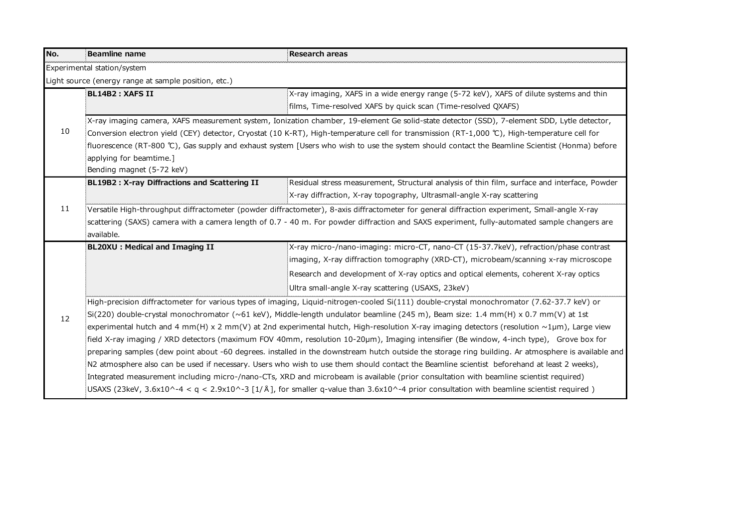| No. | Beamline name | Research areas |
|---|---|---|
| | Experimental station/system | |
| | Light source (energy range at sample position, etc.) | |
| 10 | **BL14B2 : XAFS II** | X-ray imaging, XAFS in a wide energy range (5-72 keV), XAFS of dilute systems and thin films, Time-resolved XAFS by quick scan (Time-resolved QXAFS) |
| | X-ray imaging camera, XAFS measurement system, Ionization chamber, 19-element Ge solid-state detector (SSD), 7-element SDD, Lytle detector, Conversion electron yield (CEY) detector, Cryostat (10 K-RT), High-temperature cell for transmission (RT-1,000 ℃), High-temperature cell for fluorescence (RT-800 ℃), Gas supply and exhaust system [Users who wish to use the system should contact the Beamline Scientist (Honma) before applying for beamtime.] | |
| | Bending magnet (5-72 keV) | |
| 11 | **BL19B2 : X-ray Diffractions and Scattering II** | Residual stress measurement, Structural analysis of thin film, surface and interface, Powder X-ray diffraction, X-ray topography, Ultrasmall-angle X-ray scattering |
| | Versatile High-throughput diffractometer (powder diffractometer), 8-axis diffractometer for general diffraction experiment, Small-angle X-ray scattering (SAXS) camera with a camera length of 0.7 - 40 m. For powder diffraction and SAXS experiment, fully-automated sample changers are available. | |
| 12 | **BL20XU : Medical and Imaging II** | X-ray micro-/nano-imaging: micro-CT, nano-CT (15-37.7keV), refraction/phase contrast imaging, X-ray diffraction tomography (XRD-CT), microbeam/scanning x-ray microscope<br>Research and development of X-ray optics and optical elements, coherent X-ray optics<br>Ultra small-angle X-ray scattering (USAXS, 23keV) |
| | High-precision diffractometer for various types of imaging, Liquid-nitrogen-cooled Si(111) double-crystal monochromator (7.62-37.7 keV) or Si(220) double-crystal monochromator (~61 keV), Middle-length undulator beamline (245 m), Beam size: 1.4 mm(H) x 0.7 mm(V) at 1st experimental hutch and 4 mm(H) x 2 mm(V) at 2nd experimental hutch, High-resolution X-ray imaging detectors (resolution ~1μm), Large view field X-ray imaging / XRD detectors (maximum FOV 40mm, resolution 10-20μm), Imaging intensifier (Be window, 4-inch type), Grove box for preparing samples (dew point about -60 degrees. installed in the downstream hutch outside the storage ring building. Ar atmosphere is available and N2 atmosphere also can be used if necessary. Users who wish to use them should contact the Beamline scientist beforehand at least 2 weeks), Integrated measurement including micro-/nano-CTs, XRD and microbeam is available (prior consultation with beamline scientist required)<br>USAXS (23keV, $3.6\times10^{-4} < q < 2.9\times10^{-3}$ [1/Å], for smaller q-value than $3.6\times10^{-4}$ prior consultation with beamline scientist required ) | |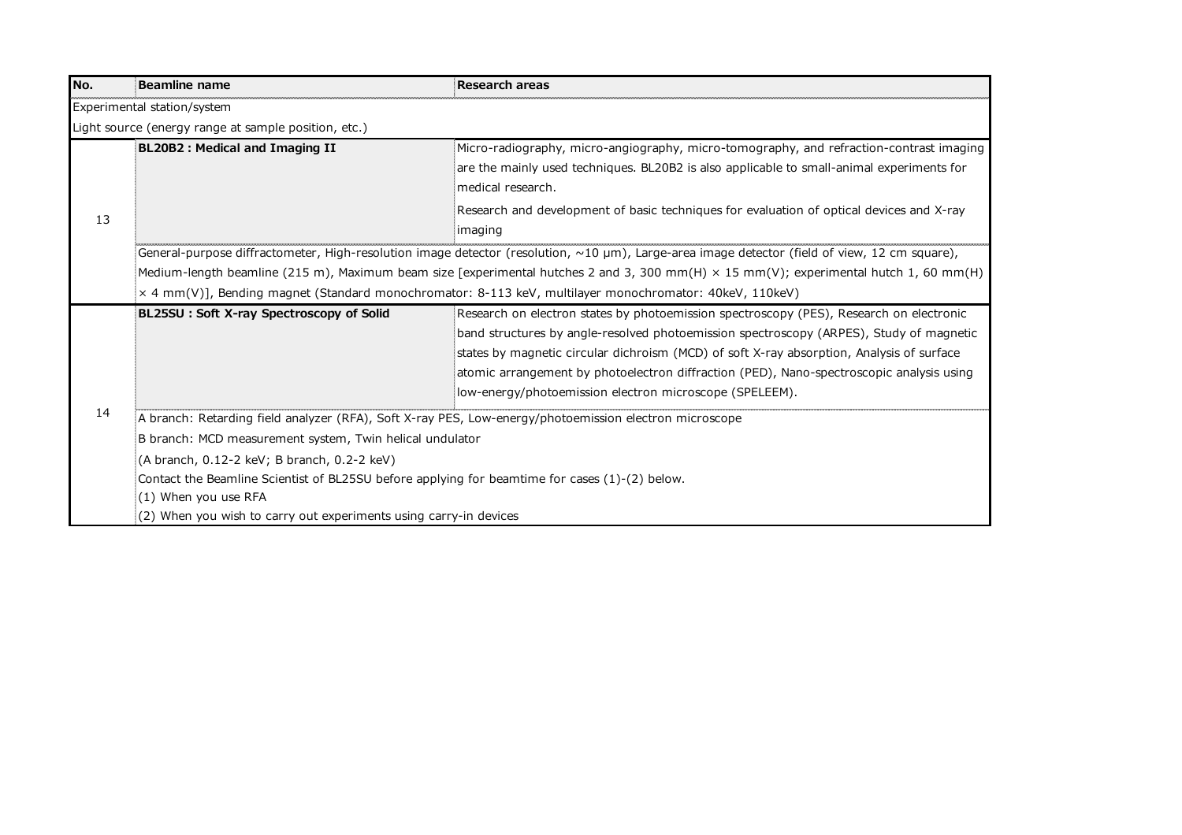| No. | Beamline name | Research areas |
|---|---|---|
| Experimental station/system | | |
| Light source (energy range at sample position, etc.) | | |
| 13 | **BL20B2 : Medical and Imaging II** | Micro-radiography, micro-angiography, micro-tomography, and refraction-contrast imaging are the mainly used techniques. BL20B2 is also applicable to small-animal experiments for medical research.<br>Research and development of basic techniques for evaluation of optical devices and X-ray imaging |
| | General-purpose diffractometer, High-resolution image detector (resolution, ~10 μm), Large-area image detector (field of view, 12 cm square), Medium-length beamline (215 m), Maximum beam size [experimental hutches 2 and 3, 300 mm(H) × 15 mm(V); experimental hutch 1, 60 mm(H) × 4 mm(V)], Bending magnet (Standard monochromator: 8-113 keV, multilayer monochromator: 40keV, 110keV) | |
| 14 | **BL25SU : Soft X-ray Spectroscopy of Solid** | Research on electron states by photoemission spectroscopy (PES), Research on electronic band structures by angle-resolved photoemission spectroscopy (ARPES), Study of magnetic states by magnetic circular dichroism (MCD) of soft X-ray absorption, Analysis of surface atomic arrangement by photoelectron diffraction (PED), Nano-spectroscopic analysis using low-energy/photoemission electron microscope (SPELEEM). |
| | A branch: Retarding field analyzer (RFA), Soft X-ray PES, Low-energy/photoemission electron microscope<br>B branch: MCD measurement system, Twin helical undulator<br>(A branch, 0.12-2 keV; B branch, 0.2-2 keV)<br>Contact the Beamline Scientist of BL25SU before applying for beamtime for cases (1)-(2) below.<br>(1) When you use RFA<br>(2) When you wish to carry out experiments using carry-in devices | |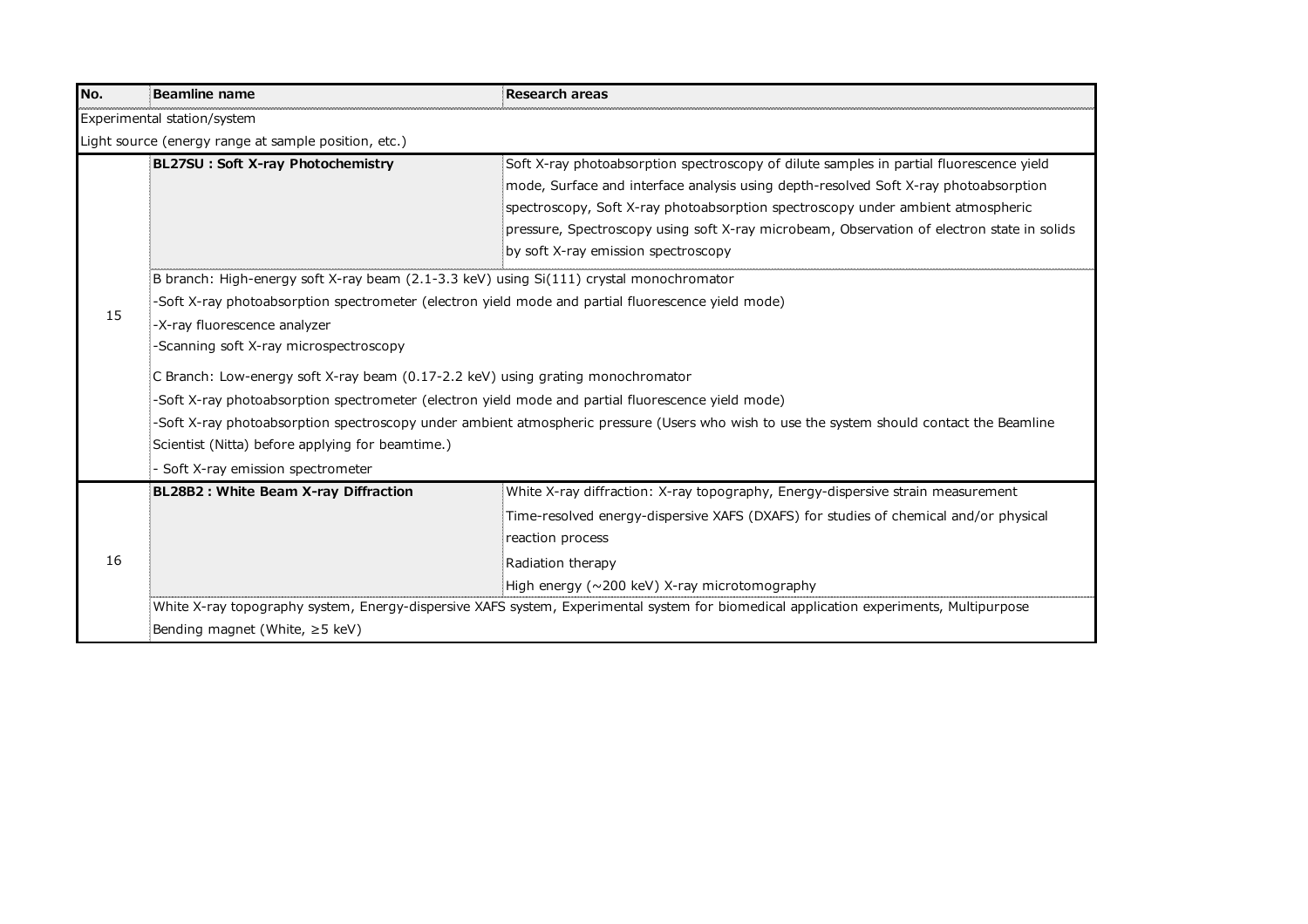| No. | Beamline name | Research areas |
| --- | --- | --- |
| Experimental station/system | | |
| Light source (energy range at sample position, etc.) | | |
| 15 | **BL27SU : Soft X-ray Photochemistry** | Soft X-ray photoabsorption spectroscopy of dilute samples in partial fluorescence yield mode, Surface and interface analysis using depth-resolved Soft X-ray photoabsorption spectroscopy, Soft X-ray photoabsorption spectroscopy under ambient atmospheric pressure, Spectroscopy using soft X-ray microbeam, Observation of electron state in solids by soft X-ray emission spectroscopy |
| | B branch: High-energy soft X-ray beam (2.1-3.3 keV) using Si(111) crystal monochromator<br>-Soft X-ray photoabsorption spectrometer (electron yield mode and partial fluorescence yield mode)<br>-X-ray fluorescence analyzer<br>-Scanning soft X-ray microspectroscopy<br>C Branch: Low-energy soft X-ray beam (0.17-2.2 keV) using grating monochromator<br>-Soft X-ray photoabsorption spectrometer (electron yield mode and partial fluorescence yield mode)<br>-Soft X-ray photoabsorption spectroscopy under ambient atmospheric pressure (Users who wish to use the system should contact the Beamline Scientist (Nitta) before applying for beamtime.)<br>- Soft X-ray emission spectrometer | |
| 16 | **BL28B2 : White Beam X-ray Diffraction** | White X-ray diffraction: X-ray topography, Energy-dispersive strain measurement<br>Time-resolved energy-dispersive XAFS (DXAFS) for studies of chemical and/or physical reaction process<br>Radiation therapy<br>High energy (~200 keV) X-ray microtomography |
| | White X-ray topography system, Energy-dispersive XAFS system, Experimental system for biomedical application experiments, Multipurpose | |
| | Bending magnet (White, ≥5 keV) | |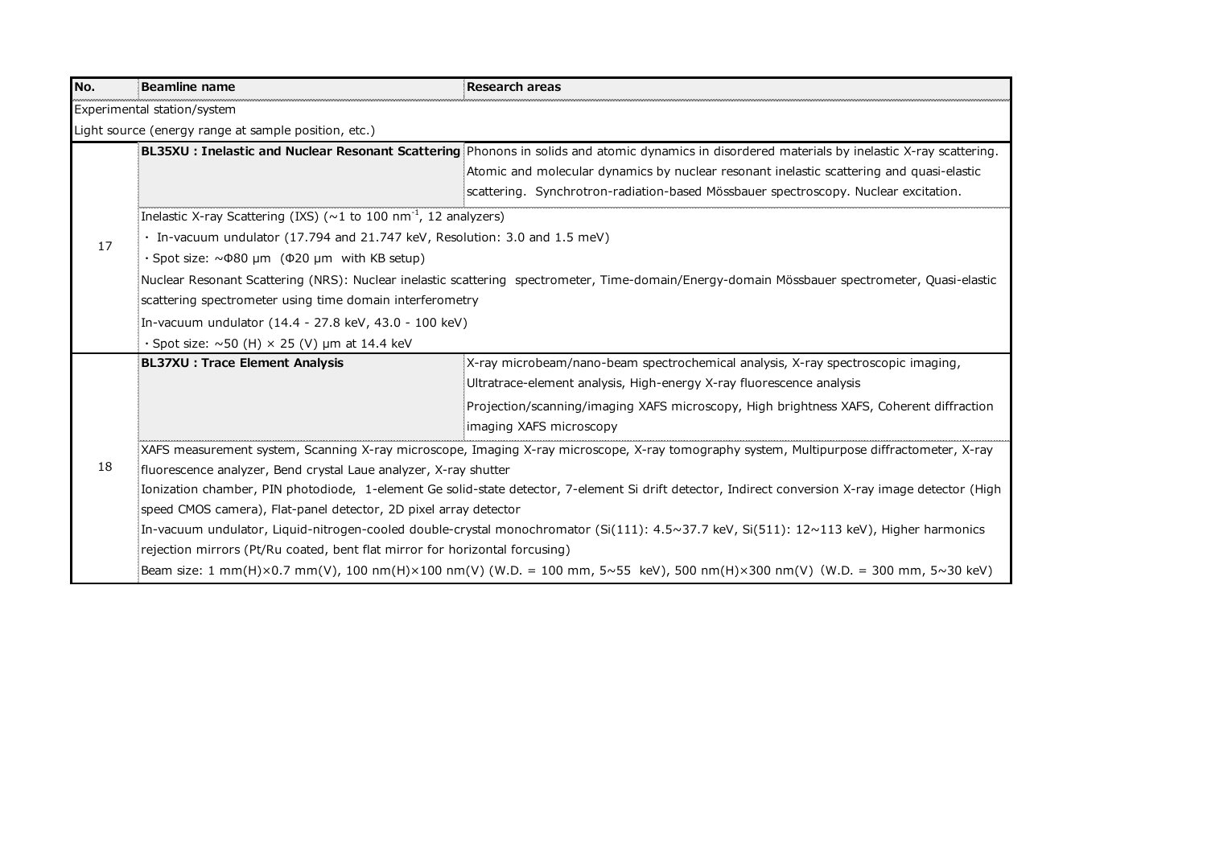| No. | Beamline name | Research areas |
| --- | --- | --- |
| Experimental station/system | | |
| Light source (energy range at sample position, etc.) | | |
| 17 | **BL35XU : Inelastic and Nuclear Resonant Scattering** | Phonons in solids and atomic dynamics in disordered materials by inelastic X-ray scattering. Atomic and molecular dynamics by nuclear resonant inelastic scattering and quasi-elastic scattering. Synchrotron-radiation-based Mössbauer spectroscopy. Nuclear excitation. |
| | Inelastic X-ray Scattering (IXS) (~1 to 100 $nm^{-1}$, 12 analyzers)<br>・ In-vacuum undulator (17.794 and 21.747 keV, Resolution: 3.0 and 1.5 meV)<br>・Spot size: ~Φ80 μm (Φ20 μm with KB setup)<br>Nuclear Resonant Scattering (NRS): Nuclear inelastic scattering spectrometer, Time-domain/Energy-domain Mössbauer spectrometer, Quasi-elastic scattering spectrometer using time domain interferometry<br>In-vacuum undulator (14.4 - 27.8 keV, 43.0 - 100 keV)<br>・Spot size: ~50 (H) × 25 (V) μm at 14.4 keV | |
| 18 | **BL37XU : Trace Element Analysis** | X-ray microbeam/nano-beam spectrochemical analysis, X-ray spectroscopic imaging, Ultratrace-element analysis, High-energy X-ray fluorescence analysis<br>Projection/scanning/imaging XAFS microscopy, High brightness XAFS, Coherent diffraction imaging XAFS microscopy |
| | XAFS measurement system, Scanning X-ray microscope, Imaging X-ray microscope, X-ray tomography system, Multipurpose diffractometer, X-ray fluorescence analyzer, Bend crystal Laue analyzer, X-ray shutter<br>Ionization chamber, PIN photodiode, 1-element Ge solid-state detector, 7-element Si drift detector, Indirect conversion X-ray image detector (High speed CMOS camera), Flat-panel detector, 2D pixel array detector<br>In-vacuum undulator, Liquid-nitrogen-cooled double-crystal monochromator (Si(111): 4.5~37.7 keV, Si(511): 12~113 keV), Higher harmonics rejection mirrors (Pt/Ru coated, bent flat mirror for horizontal focusing)<br>Beam size: 1 mm(H)×0.7 mm(V), 100 nm(H)×100 nm(V) (W.D. = 100 mm, 5~55 keV), 500 nm(H)×300 nm(V) (W.D. = 300 mm, 5~30 keV) | |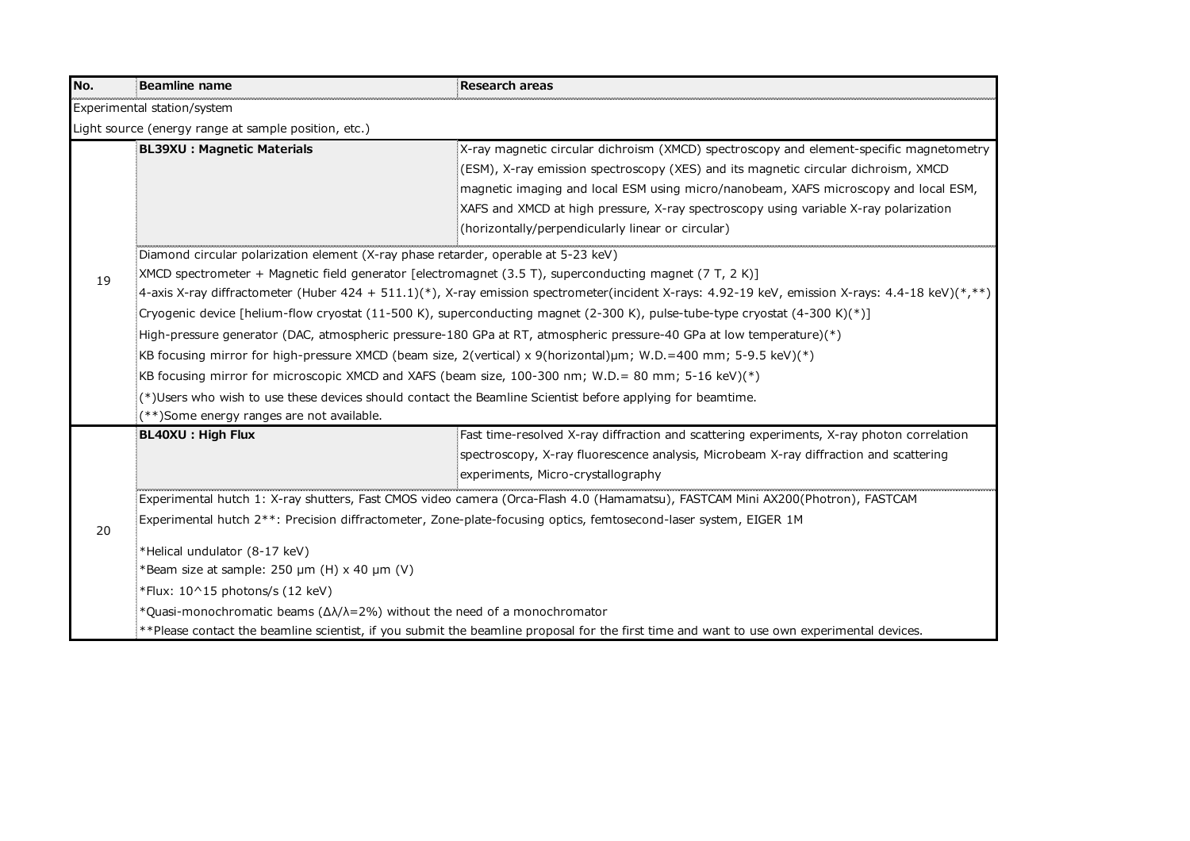| No. | Beamline name | Research areas |
| --- | --- | --- |
| Experimental station/system | | |
| Light source (energy range at sample position, etc.) | | |
| 19 | **BL39XU : Magnetic Materials** | X-ray magnetic circular dichroism (XMCD) spectroscopy and element-specific magnetometry (ESM), X-ray emission spectroscopy (XES) and its magnetic circular dichroism, XMCD magnetic imaging and local ESM using micro/nanobeam, XAFS microscopy and local ESM, XAFS and XMCD at high pressure, X-ray spectroscopy using variable X-ray polarization (horizontally/perpendicularly linear or circular) |
| | Diamond circular polarization element (X-ray phase retarder, operable at 5-23 keV)<br>XMCD spectrometer + Magnetic field generator [electromagnet (3.5 T), superconducting magnet (7 T, 2 K)]<br>4-axis X-ray diffractometer (Huber 424 + 511.1)(*), X-ray emission spectrometer(incident X-rays: 4.92-19 keV, emission X-rays: 4.4-18 keV)(*,**)<br>Cryogenic device [helium-flow cryostat (11-500 K), superconducting magnet (2-300 K), pulse-tube-type cryostat (4-300 K)(*)]<br>High-pressure generator (DAC, atmospheric pressure-180 GPa at RT, atmospheric pressure-40 GPa at low temperature)(*)<br>KB focusing mirror for high-pressure XMCD (beam size, 2(vertical) x 9(horizontal)μm; W.D.=400 mm; 5-9.5 keV)(*)<br>KB focusing mirror for microscopic XMCD and XAFS (beam size, 100-300 nm; W.D.= 80 mm; 5-16 keV)(*)<br>(*)Users who wish to use these devices should contact the Beamline Scientist before applying for beamtime.<br>(**)Some energy ranges are not available. | |
| 20 | **BL40XU : High Flux** | Fast time-resolved X-ray diffraction and scattering experiments, X-ray photon correlation spectroscopy, X-ray fluorescence analysis, Microbeam X-ray diffraction and scattering experiments, Micro-crystallography |
| | Experimental hutch 1: X-ray shutters, Fast CMOS video camera (Orca-Flash 4.0 (Hamamatsu), FASTCAM Mini AX200(Photron), FASTCAM<br>Experimental hutch 2**: Precision diffractometer, Zone-plate-focusing optics, femtosecond-laser system, EIGER 1M<br>*Helical undulator (8-17 keV)<br>*Beam size at sample: 250 μm (H) x 40 μm (V)<br>*Flux: 10^15 photons/s (12 keV)<br>*Quasi-monochromatic beams ($\Delta\lambda/\lambda$=2%) without the need of a monochromator<br>**Please contact the beamline scientist, if you submit the beamline proposal for the first time and want to use own experimental devices. | |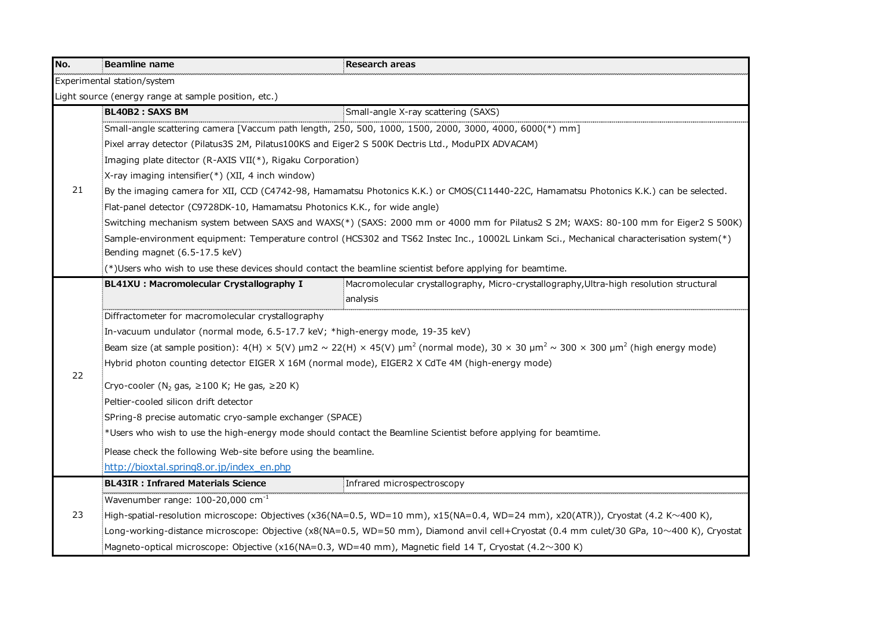| No. | Beamline name | Research areas |
| --- | --- | --- |
| Experimental station/system | | |
| Light source (energy range at sample position, etc.) | | |
| 21 | **BL40B2 : SAXS BM** | Small-angle X-ray scattering (SAXS) |
| | Small-angle scattering camera [Vaccum path length, 250, 500, 1000, 1500, 2000, 3000, 4000, 6000(*) mm]<br>Pixel array detector (Pilatus3S 2M, Pilatus100KS and Eiger2 S 500K Dectris Ltd., ModuPIX ADVACAM)<br>Imaging plate ditector (R-AXIS VII(*), Rigaku Corporation)<br>X-ray imaging intensifier(*) (XII, 4 inch window)<br>By the imaging camera for XII, CCD (C4742-98, Hamamatsu Photonics K.K.) or CMOS(C11440-22C, Hamamatsu Photonics K.K.) can be selected.<br>Flat-panel detector (C9728DK-10, Hamamatsu Photonics K.K., for wide angle)<br>Switching mechanism system between SAXS and WAXS(*) (SAXS: 2000 mm or 4000 mm for Pilatus2 S 2M; WAXS: 80-100 mm for Eiger2 S 500K)<br>Sample-environment equipment: Temperature control (HCS302 and TS62 Instec Inc., 10002L Linkam Sci., Mechanical characterisation system(*)<br>Bending magnet (6.5-17.5 keV)<br>(*)Users who wish to use these devices should contact the beamline scientist before applying for beamtime. | |
| 22 | **BL41XU : Macromolecular Crystallography I** | Macromolecular crystallography, Micro-crystallography,Ultra-high resolution structural analysis |
| | Diffractometer for macromolecular crystallography<br>In-vacuum undulator (normal mode, 6.5-17.7 keV; *high-energy mode, 19-35 keV)<br>Beam size (at sample position): 4(H) × 5(V) μm2 ~ 22(H) × 45(V) $\mu m^2$ (normal mode), 30 × 30 $\mu m^2$ ~ 300 × 300 $\mu m^2$ (high energy mode)<br>Hybrid photon counting detector EIGER X 16M (normal mode), EIGER2 X CdTe 4M (high-energy mode)<br>Cryo-cooler ($N_2$ gas, ≥100 K; He gas, ≥20 K)<br>Peltier-cooled silicon drift detector<br>SPring-8 precise automatic cryo-sample exchanger (SPACE)<br>*Users who wish to use the high-energy mode should contact the Beamline Scientist before applying for beamtime.<br>Please check the following Web-site before using the beamline.<br>http://bioxtal.spring8.or.jp/index_en.php | |
| 23 | **BL43IR : Infrared Materials Science** | Infrared microspectroscopy |
| | Wavenumber range: 100-20,000 $cm^{-1}$<br>High-spatial-resolution microscope: Objectives (x36(NA=0.5, WD=10 mm), x15(NA=0.4, WD=24 mm), x20(ATR)), Cryostat (4.2 K~400 K),<br>Long-working-distance microscope: Objective (x8(NA=0.5, WD=50 mm), Diamond anvil cell+Cryostat (0.4 mm culet/30 GPa, 10~400 K), Cryostat<br>Magneto-optical microscope: Objective (x16(NA=0.3, WD=40 mm), Magnetic field 14 T, Cryostat (4.2~300 K) | |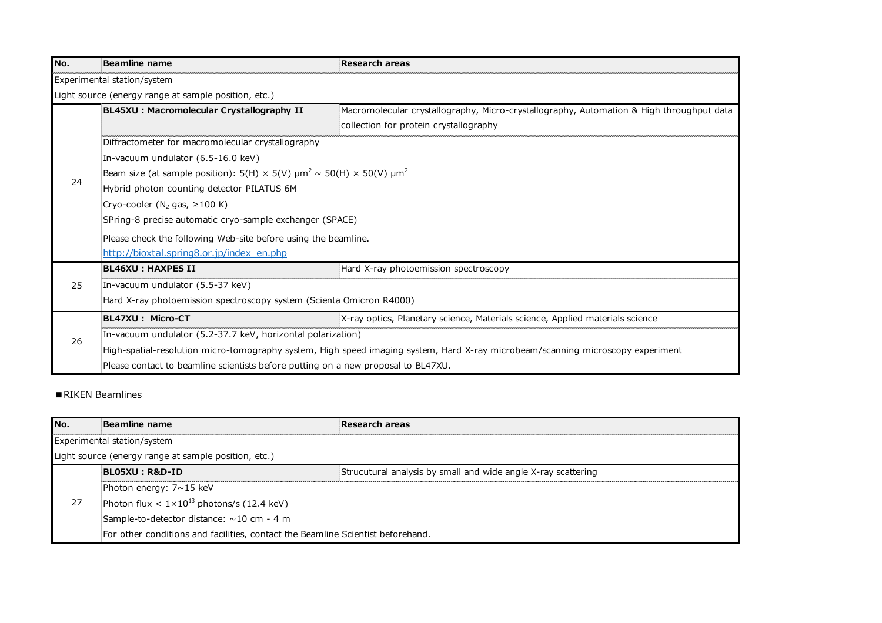| No. | Beamline name | Research areas |
|---|---|---|
| Experimental station/system | | |
| Light source (energy range at sample position, etc.) | | |
| 24 | **BL45XU : Macromolecular Crystallography II** | Macromolecular crystallography, Micro-crystallography, Automation & High throughput data collection for protein crystallography |
| | Diffractometer for macromolecular crystallography | |
| | In-vacuum undulator (6.5-16.0 keV) | |
| | Beam size (at sample position): 5(H) × 5(V) $\mu m^2$ ~ 50(H) × 50(V) $\mu m^2$ | |
| | Hybrid photon counting detector PILATUS 6M | |
| | Cryo-cooler ($N_2$ gas, ≥100 K) | |
| | SPring-8 precise automatic cryo-sample exchanger (SPACE) | |
| | Please check the following Web-site before using the beamline. http://bioxtal.spring8.or.jp/index_en.php | |
| 25 | **BL46XU : HAXPES II** | Hard X-ray photoemission spectroscopy |
| | In-vacuum undulator (5.5-37 keV) | |
| | Hard X-ray photoemission spectroscopy system (Scienta Omicron R4000) | |
| 26 | **BL47XU : Micro-CT** | X-ray optics, Planetary science, Materials science, Applied materials science |
| | In-vacuum undulator (5.2-37.7 keV, horizontal polarization) | |
| | High-spatial-resolution micro-tomography system, High speed imaging system, Hard X-ray microbeam/scanning microscopy experiment | |
| | Please contact to beamline scientists before putting on a new proposal to BL47XU. | |

■RIKEN Beamlines

| No. | Beamline name | Research areas |
|---|---|---|
| Experimental station/system | | |
| Light source (energy range at sample position, etc.) | | |
| 27 | **BL05XU : R&D-ID** | Strucutural analysis by small and wide angle X-ray scattering |
| | Photon energy: 7~15 keV | |
| | Photon flux < $1\times10^{13}$ photons/s (12.4 keV) | |
| | Sample-to-detector distance: ~10 cm - 4 m | |
| | For other conditions and facilities, contact the Beamline Scientist beforehand. | |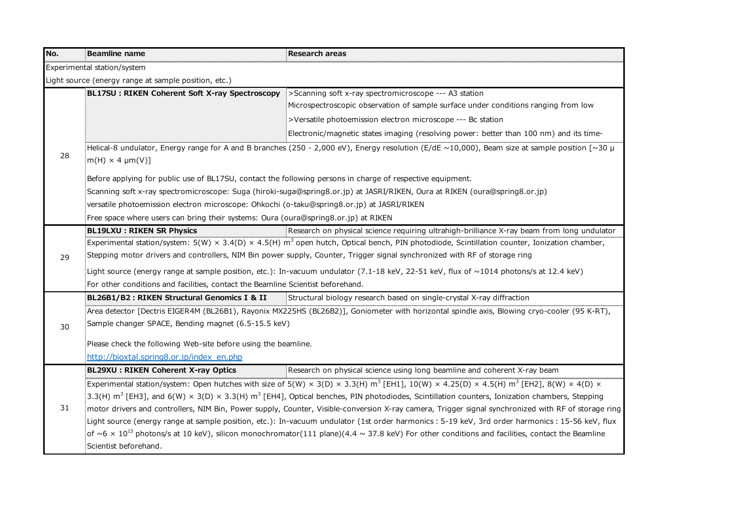| No. | Beamline name | Research areas |
|---|---|---|
| Experimental station/system | | |
| Light source (energy range at sample position, etc.) | | |
| 28 | **BL17SU : RIKEN Coherent Soft X-ray Spectroscopy** | >Scanning soft x-ray spectromicroscope --- A3 station<br>Microspectroscopic observation of sample surface under conditions ranging from low<br>>Versatile photoemission electron microscope --- Bc station<br>Electronic/magnetic states imaging (resolving power: better than 100 nm) and its time- |
| | Helical-8 undulator, Energy range for A and B branches (250 - 2,000 eV), Energy resolution (E/dE ~10,000), Beam size at sample position [~30 μm(H) × 4 μm(V)]<br><br>Before applying for public use of BL17SU, contact the following persons in charge of respective equipment.<br>Scanning soft x-ray spectromicroscope: Suga (hiroki-suga@spring8.or.jp) at JASRI/RIKEN, Oura at RIKEN (oura@spring8.or.jp)<br>versatile photoemission electron microscope: Ohkochi (o-taku@spring8.or.jp) at JASRI/RIKEN<br>Free space where users can bring their systems: Oura (oura@spring8.or.jp) at RIKEN | |
| 29 | **BL19LXU : RIKEN SR Physics** | Research on physical science requiring ultrahigh-brilliance X-ray beam from long undulator |
| | Experimental station/system: 5(W) × 3.4(D) × 4.5(H) $m^3$ open hutch, Optical bench, PIN photodiode, Scintillation counter, Ionization chamber, Stepping motor drivers and controllers, NIM Bin power supply, Counter, Trigger signal synchronized with RF of storage ring<br><br>Light source (energy range at sample position, etc.): In-vacuum undulator (7.1-18 keV, 22-51 keV, flux of ~1014 photons/s at 12.4 keV)<br>For other conditions and facilities, contact the Beamline Scientist beforehand. | |
| 30 | **BL26B1/B2 : RIKEN Structural Genomics I & II** | Structural biology research based on single-crystal X-ray diffraction |
| | Area detector [Dectris EIGER4M (BL26B1), Rayonix MX225HS (BL26B2)], Goniometer with horizontal spindle axis, Blowing cryo-cooler (95 K-RT), Sample changer SPACE, Bending magnet (6.5-15.5 keV)<br><br>Please check the following Web-site before using the beamline.<br>http://bioxtal.spring8.or.jp/index_en.php | |
| 31 | **BL29XU : RIKEN Coherent X-ray Optics** | Research on physical science using long beamline and coherent X-ray beam |
| | Experimental station/system: Open hutches with size of 5(W) × 3(D) × 3.3(H) $m^3$ [EH1], 10(W) × 4.25(D) × 4.5(H) $m^3$ [EH2], 8(W) × 4(D) × 3.3(H) $m^3$ [EH3], and 6(W) × 3(D) × 3.3(H) $m^3$ [EH4], Optical benches, PIN photodiodes, Scintillation counters, Ionization chambers, Stepping motor drivers and controllers, NIM Bin, Power supply, Counter, Visible-conversion X-ray camera, Trigger signal synchronized with RF of storage ring<br>Light source (energy range at sample position, etc.): In-vacuum undulator (1st order harmonics : 5-19 keV, 3rd order harmonics : 15-56 keV, flux of ~6 × $10^{13}$ photons/s at 10 keV), silicon monochromator(111 plane)(4.4 ~ 37.8 keV) For other conditions and facilities, contact the Beamline Scientist beforehand. | |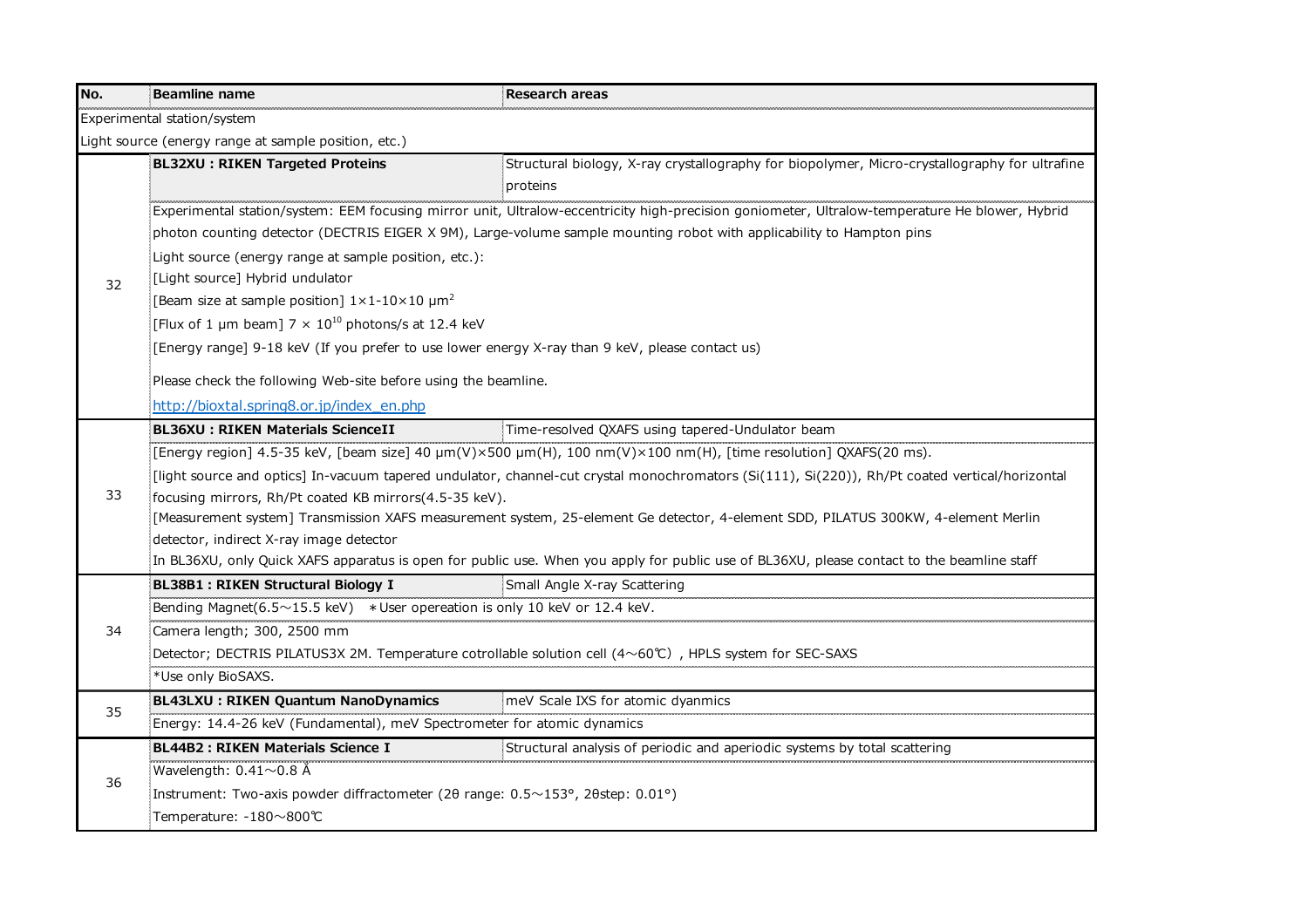| No. | Beamline name | Research areas |
|---|---|---|
| Experimental station/system | | |
| Light source (energy range at sample position, etc.) | | |
| 32 | **BL32XU : RIKEN Targeted Proteins** | Structural biology, X-ray crystallography for biopolymer, Micro-crystallography for ultrafine proteins |
| | Experimental station/system: EEM focusing mirror unit, Ultralow-eccentricity high-precision goniometer, Ultralow-temperature He blower, Hybrid photon counting detector (DECTRIS EIGER X 9M), Large-volume sample mounting robot with applicability to Hampton pins<br>Light source (energy range at sample position, etc.):<br>[Light source] Hybrid undulator<br>[Beam size at sample position] 1×1-10×10 μm$^2$<br>[Flux of 1 μm beam] $7 \times 10^{10}$ photons/s at 12.4 keV<br>[Energy range] 9-18 keV (If you prefer to use lower energy X-ray than 9 keV, please contact us)<br>Please check the following Web-site before using the beamline.<br>http://bioxtal.spring8.or.jp/index_en.php | |
| 33 | **BL36XU : RIKEN Materials ScienceII** | Time-resolved QXAFS using tapered-Undulator beam |
| | [Energy region] 4.5-35 keV, [beam size] 40 μm(V)×500 μm(H), 100 nm(V)×100 nm(H), [time resolution] QXAFS(20 ms).<br>[light source and optics] In-vacuum tapered undulator, channel-cut crystal monochromators (Si(111), Si(220)), Rh/Pt coated vertical/horizontal focusing mirrors, Rh/Pt coated KB mirrors(4.5-35 keV).<br>[Measurement system] Transmission XAFS measurement system, 25-element Ge detector, 4-element SDD, PILATUS 300KW, 4-element Merlin detector, indirect X-ray image detector<br>In BL36XU, only Quick XAFS apparatus is open for public use. When you apply for public use of BL36XU, please contact to the beamline staff | |
| 34 | **BL38B1 : RIKEN Structural Biology I** | Small Angle X-ray Scattering |
| | Bending Magnet(6.5～15.5 keV)　＊User opereation is only 10 keV or 12.4 keV.<br>Camera length; 300, 2500 mm<br>Detector; DECTRIS PILATUS3X 2M. Temperature cotrollable solution cell (4～60℃) , HPLS system for SEC-SAXS<br>*Use only BioSAXS. | |
| 35 | **BL43LXU : RIKEN Quantum NanoDynamics** | meV Scale IXS for atomic dyanmics |
| | Energy: 14.4-26 keV (Fundamental), meV Spectrometer for atomic dynamics | |
| 36 | **BL44B2 : RIKEN Materials Science I** | Structural analysis of periodic and aperiodic systems by total scattering |
| | Wavelength: 0.41～0.8 Å<br>Instrument: Two-axis powder diffractometer (2θ range: 0.5～153°, 2θstep: 0.01°)<br>Temperature: -180～800℃ | |